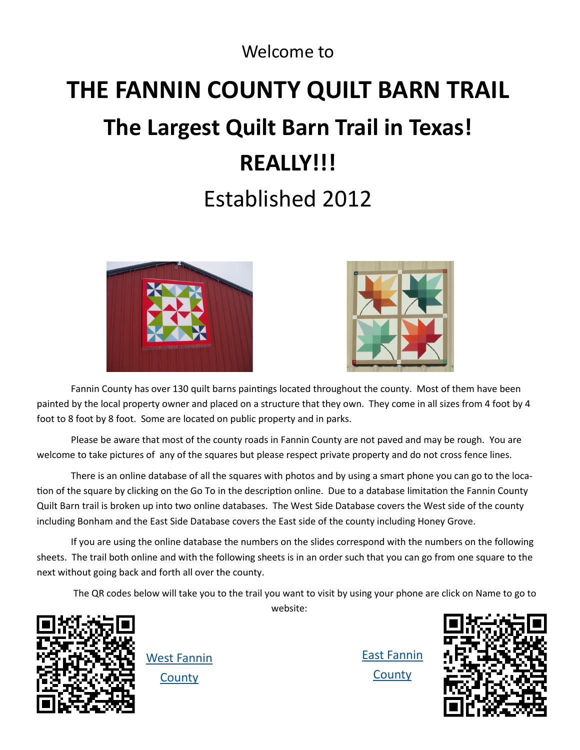Welcome to

# THE FANNIN COUNTY QUILT BARN TRAIL

## The Largest Quilt Barn Trail in Texas!

## REALLY!!!

Established 2012

Fannin County has over 130 quilt barns paintings located throughout the county. Most of them have been painted by the local property owner and placed on a structure that they own. They come in all sizes from 4 foot by 4 foot to 8 foot by 8 foot. Some are located on public property and in parks.

Please be aware that most of the county roads in Fannin County are not paved and may be rough. You are welcome to take pictures of any of the squares but please respect private property and do not cross fence lines.

There is an online database of all the squares with photos and by using a smart phone you can go to the location of the square by clicking on the Go To in the description online. Due to a database limitation the Fannin County Quilt Barn trail is broken up into two online databases. The West Side Database covers the West side of the county including Bonham and the East Side Database covers the East side of the county including Honey Grove.

If you are using the online database the numbers on the slides correspond with the numbers on the following sheets. The trail both online and with the following sheets is in an order such that you can go from one square to the next without going back and forth all over the county.

The QR codes below will take you to the trail you want to visit by using your phone are click on Name to go to website:

West Fannin County

East Fannin County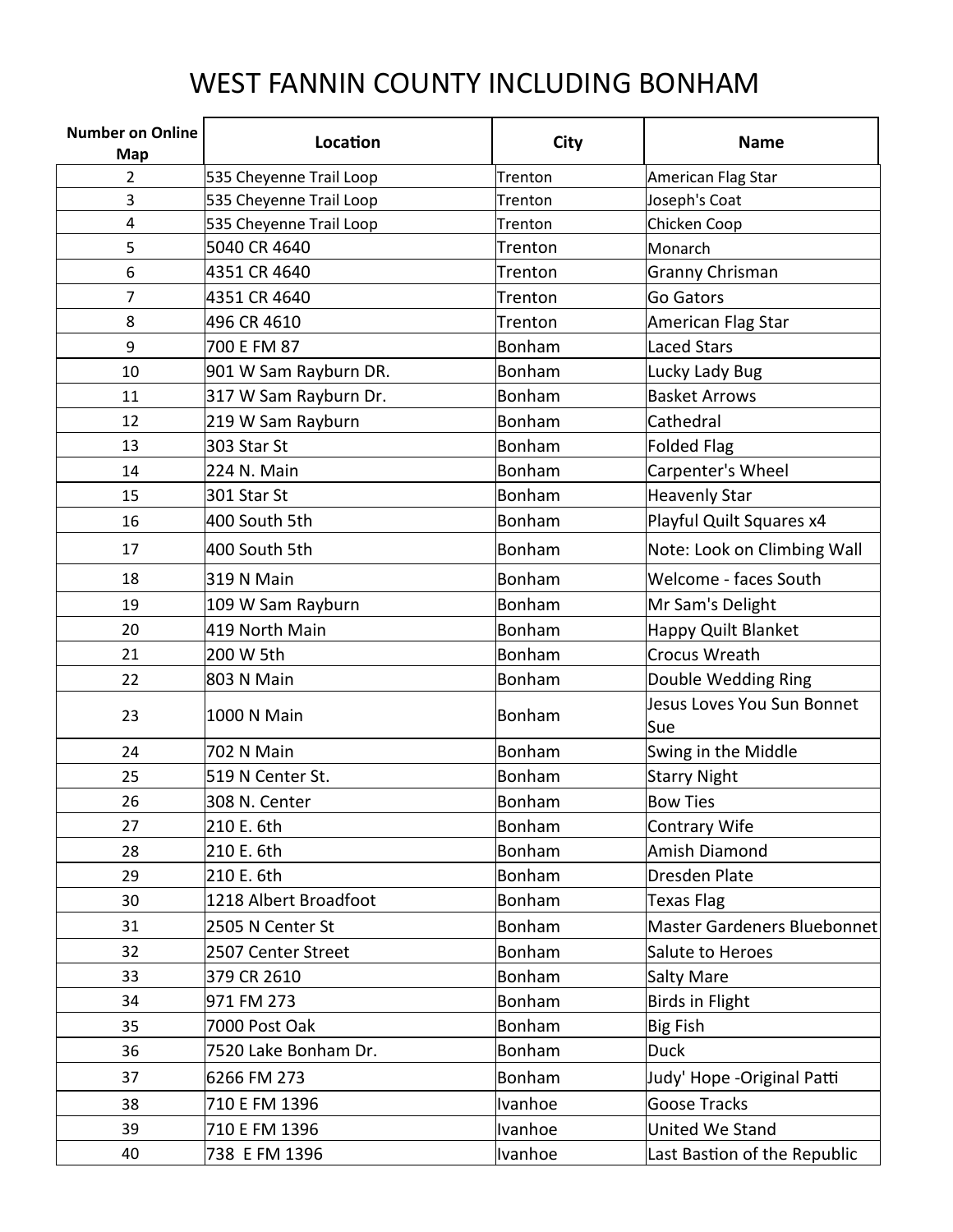# WEST FANNIN COUNTY INCLUDING BONHAM

| Number on Online Map | Location | City | Name |
|---|---|---|---|
| 2 | 535 Cheyenne Trail Loop | Trenton | American Flag Star |
| 3 | 535 Cheyenne Trail Loop | Trenton | Joseph's Coat |
| 4 | 535 Cheyenne Trail Loop | Trenton | Chicken Coop |
| 5 | 5040 CR 4640 | Trenton | Monarch |
| 6 | 4351 CR 4640 | Trenton | Granny Chrisman |
| 7 | 4351 CR 4640 | Trenton | Go Gators |
| 8 | 496 CR 4610 | Trenton | American Flag Star |
| 9 | 700 E FM 87 | Bonham | Laced Stars |
| 10 | 901 W Sam Rayburn DR. | Bonham | Lucky Lady Bug |
| 11 | 317 W Sam Rayburn Dr. | Bonham | Basket Arrows |
| 12 | 219 W Sam Rayburn | Bonham | Cathedral |
| 13 | 303 Star St | Bonham | Folded Flag |
| 14 | 224 N. Main | Bonham | Carpenter's Wheel |
| 15 | 301 Star St | Bonham | Heavenly Star |
| 16 | 400 South 5th | Bonham | Playful Quilt Squares x4 |
| 17 | 400 South 5th | Bonham | Note: Look on Climbing Wall |
| 18 | 319 N Main | Bonham | Welcome - faces South |
| 19 | 109 W Sam Rayburn | Bonham | Mr Sam's Delight |
| 20 | 419 North Main | Bonham | Happy Quilt Blanket |
| 21 | 200 W 5th | Bonham | Crocus Wreath |
| 22 | 803 N Main | Bonham | Double Wedding Ring |
| 23 | 1000 N Main | Bonham | Jesus Loves You Sun Bonnet Sue |
| 24 | 702 N Main | Bonham | Swing in the Middle |
| 25 | 519 N Center St. | Bonham | Starry Night |
| 26 | 308 N. Center | Bonham | Bow Ties |
| 27 | 210 E. 6th | Bonham | Contrary Wife |
| 28 | 210 E. 6th | Bonham | Amish Diamond |
| 29 | 210 E. 6th | Bonham | Dresden Plate |
| 30 | 1218 Albert Broadfoot | Bonham | Texas Flag |
| 31 | 2505 N Center St | Bonham | Master Gardeners Bluebonnet |
| 32 | 2507 Center Street | Bonham | Salute to Heroes |
| 33 | 379 CR 2610 | Bonham | Salty Mare |
| 34 | 971 FM 273 | Bonham | Birds in Flight |
| 35 | 7000 Post Oak | Bonham | Big Fish |
| 36 | 7520 Lake Bonham Dr. | Bonham | Duck |
| 37 | 6266 FM 273 | Bonham | Judy' Hope -Original Patti |
| 38 | 710 E FM 1396 | Ivanhoe | Goose Tracks |
| 39 | 710 E FM 1396 | Ivanhoe | United We Stand |
| 40 | 738 E FM 1396 | Ivanhoe | Last Bastion of the Republic |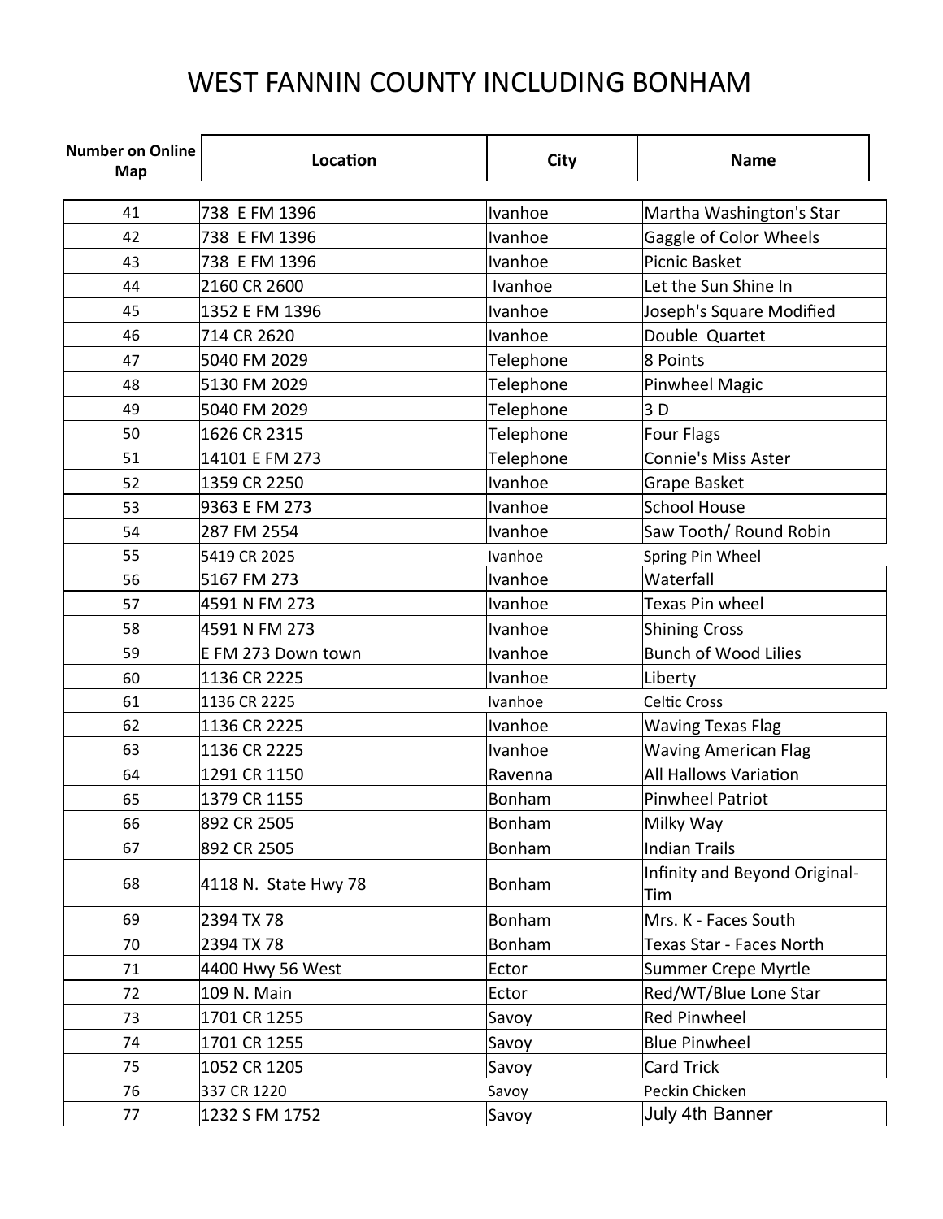# WEST FANNIN COUNTY INCLUDING BONHAM

| Number on Online Map | Location | City | Name |
|---|---|---|---|
| 41 | 738 E FM 1396 | Ivanhoe | Martha Washington's Star |
| 42 | 738 E FM 1396 | Ivanhoe | Gaggle of Color Wheels |
| 43 | 738 E FM 1396 | Ivanhoe | Picnic Basket |
| 44 | 2160 CR 2600 | Ivanhoe | Let the Sun Shine In |
| 45 | 1352 E FM 1396 | Ivanhoe | Joseph's Square Modified |
| 46 | 714 CR 2620 | Ivanhoe | Double Quartet |
| 47 | 5040 FM 2029 | Telephone | 8 Points |
| 48 | 5130 FM 2029 | Telephone | Pinwheel Magic |
| 49 | 5040 FM 2029 | Telephone | 3 D |
| 50 | 1626 CR 2315 | Telephone | Four Flags |
| 51 | 14101 E FM 273 | Telephone | Connie's Miss Aster |
| 52 | 1359 CR 2250 | Ivanhoe | Grape Basket |
| 53 | 9363 E FM 273 | Ivanhoe | School House |
| 54 | 287 FM 2554 | Ivanhoe | Saw Tooth/ Round Robin |
| 55 | 5419 CR 2025 | Ivanhoe | Spring Pin Wheel |
| 56 | 5167 FM 273 | Ivanhoe | Waterfall |
| 57 | 4591 N FM 273 | Ivanhoe | Texas Pin wheel |
| 58 | 4591 N FM 273 | Ivanhoe | Shining Cross |
| 59 | E FM 273 Down town | Ivanhoe | Bunch of Wood Lilies |
| 60 | 1136 CR 2225 | Ivanhoe | Liberty |
| 61 | 1136 CR 2225 | Ivanhoe | Celtic Cross |
| 62 | 1136 CR 2225 | Ivanhoe | Waving Texas Flag |
| 63 | 1136 CR 2225 | Ivanhoe | Waving American Flag |
| 64 | 1291 CR 1150 | Ravenna | All Hallows Variation |
| 65 | 1379 CR 1155 | Bonham | Pinwheel Patriot |
| 66 | 892 CR 2505 | Bonham | Milky Way |
| 67 | 892 CR 2505 | Bonham | Indian Trails |
| 68 | 4118 N. State Hwy 78 | Bonham | Infinity and Beyond Original-Tim |
| 69 | 2394 TX 78 | Bonham | Mrs. K - Faces South |
| 70 | 2394 TX 78 | Bonham | Texas Star - Faces North |
| 71 | 4400 Hwy 56 West | Ector | Summer Crepe Myrtle |
| 72 | 109 N. Main | Ector | Red/WT/Blue Lone Star |
| 73 | 1701 CR 1255 | Savoy | Red Pinwheel |
| 74 | 1701 CR 1255 | Savoy | Blue Pinwheel |
| 75 | 1052 CR 1205 | Savoy | Card Trick |
| 76 | 337 CR 1220 | Savoy | Peckin Chicken |
| 77 | 1232 S FM 1752 | Savoy | July 4th Banner |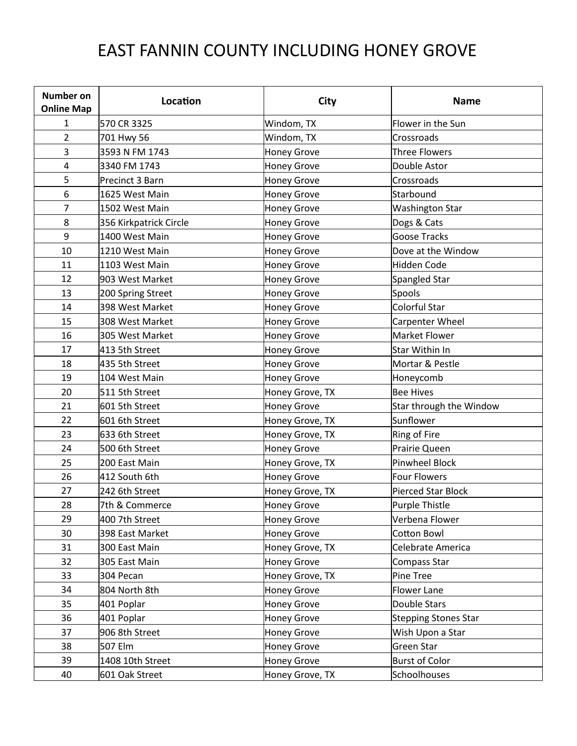# EAST FANNIN COUNTY INCLUDING HONEY GROVE

| Number on Online Map | Location | City | Name |
|---|---|---|---|
| 1 | 570 CR 3325 | Windom, TX | Flower in the Sun |
| 2 | 701 Hwy 56 | Windom, TX | Crossroads |
| 3 | 3593 N FM 1743 | Honey Grove | Three Flowers |
| 4 | 3340 FM 1743 | Honey Grove | Double Astor |
| 5 | Precinct 3 Barn | Honey Grove | Crossroads |
| 6 | 1625 West Main | Honey Grove | Starbound |
| 7 | 1502 West Main | Honey Grove | Washington Star |
| 8 | 356 Kirkpatrick Circle | Honey Grove | Dogs & Cats |
| 9 | 1400 West Main | Honey Grove | Goose Tracks |
| 10 | 1210 West Main | Honey Grove | Dove at the Window |
| 11 | 1103 West Main | Honey Grove | Hidden Code |
| 12 | 903 West Market | Honey Grove | Spangled Star |
| 13 | 200 Spring Street | Honey Grove | Spools |
| 14 | 398 West Market | Honey Grove | Colorful Star |
| 15 | 308 West Market | Honey Grove | Carpenter Wheel |
| 16 | 305 West Market | Honey Grove | Market Flower |
| 17 | 413 5th Street | Honey Grove | Star Within In |
| 18 | 435 5th Street | Honey Grove | Mortar & Pestle |
| 19 | 104 West Main | Honey Grove | Honeycomb |
| 20 | 511 5th Street | Honey Grove, TX | Bee Hives |
| 21 | 601 5th Street | Honey Grove | Star through the Window |
| 22 | 601 6th Street | Honey Grove, TX | Sunflower |
| 23 | 633 6th Street | Honey Grove, TX | Ring of Fire |
| 24 | 500 6th Street | Honey Grove | Prairie Queen |
| 25 | 200 East Main | Honey Grove, TX | Pinwheel Block |
| 26 | 412 South 6th | Honey Grove | Four Flowers |
| 27 | 242 6th Street | Honey Grove, TX | Pierced Star Block |
| 28 | 7th & Commerce | Honey Grove | Purple Thistle |
| 29 | 400 7th Street | Honey Grove | Verbena Flower |
| 30 | 398 East Market | Honey Grove | Cotton Bowl |
| 31 | 300 East Main | Honey Grove, TX | Celebrate America |
| 32 | 305 East Main | Honey Grove | Compass Star |
| 33 | 304 Pecan | Honey Grove, TX | Pine Tree |
| 34 | 804 North 8th | Honey Grove | Flower Lane |
| 35 | 401 Poplar | Honey Grove | Double Stars |
| 36 | 401 Poplar | Honey Grove | Stepping Stones Star |
| 37 | 906 8th Street | Honey Grove | Wish Upon a Star |
| 38 | 507 Elm | Honey Grove | Green Star |
| 39 | 1408 10th Street | Honey Grove | Burst of Color |
| 40 | 601 Oak Street | Honey Grove, TX | Schoolhouses |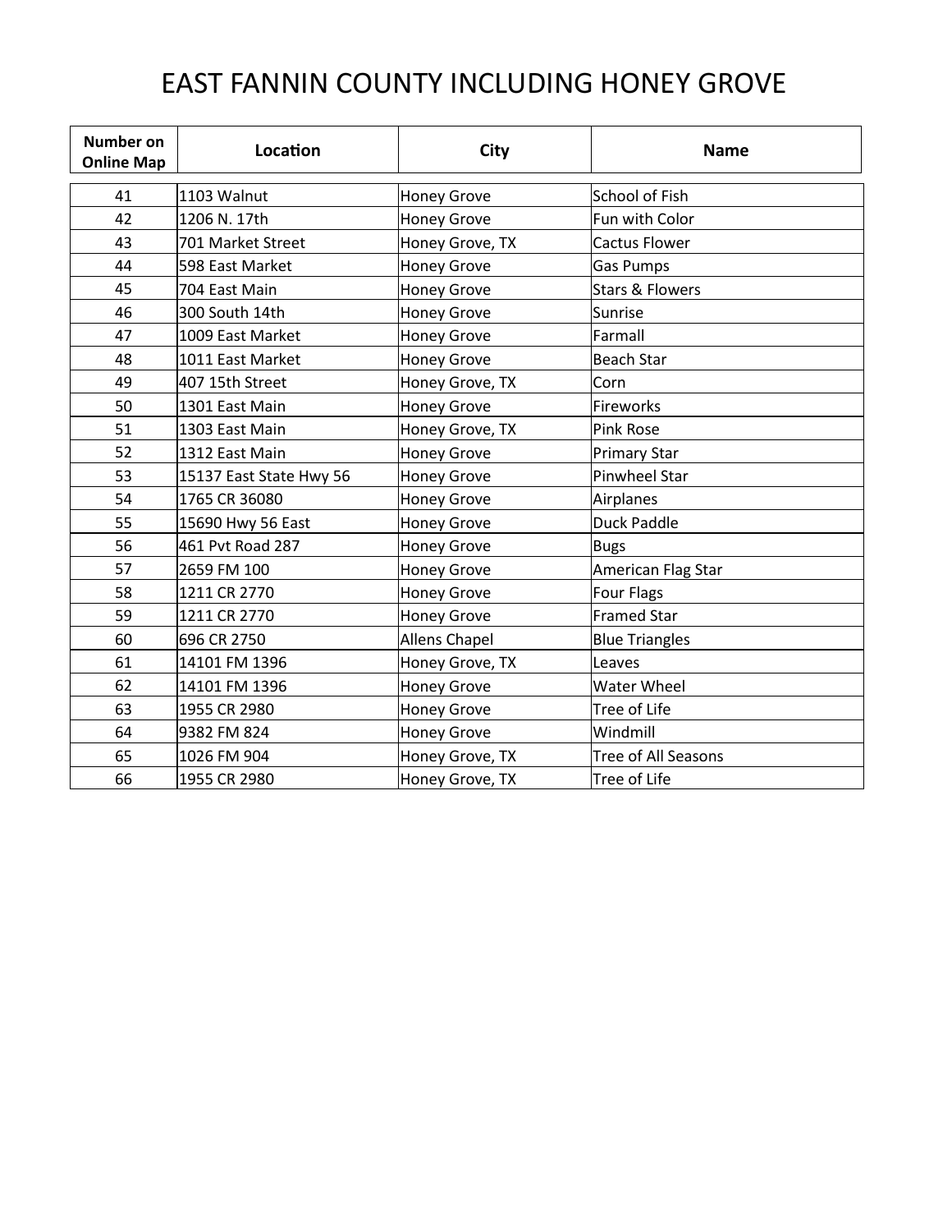# EAST FANNIN COUNTY INCLUDING HONEY GROVE

| Number on Online Map | Location | City | Name |
|---|---|---|---|
| 41 | 1103 Walnut | Honey Grove | School of Fish |
| 42 | 1206 N. 17th | Honey Grove | Fun with Color |
| 43 | 701 Market Street | Honey Grove, TX | Cactus Flower |
| 44 | 598 East Market | Honey Grove | Gas Pumps |
| 45 | 704 East Main | Honey Grove | Stars & Flowers |
| 46 | 300 South 14th | Honey Grove | Sunrise |
| 47 | 1009 East Market | Honey Grove | Farmall |
| 48 | 1011 East Market | Honey Grove | Beach Star |
| 49 | 407 15th Street | Honey Grove, TX | Corn |
| 50 | 1301 East Main | Honey Grove | Fireworks |
| 51 | 1303 East Main | Honey Grove, TX | Pink Rose |
| 52 | 1312 East Main | Honey Grove | Primary Star |
| 53 | 15137 East State Hwy 56 | Honey Grove | Pinwheel Star |
| 54 | 1765 CR 36080 | Honey Grove | Airplanes |
| 55 | 15690 Hwy 56 East | Honey Grove | Duck Paddle |
| 56 | 461 Pvt Road 287 | Honey Grove | Bugs |
| 57 | 2659 FM 100 | Honey Grove | American Flag Star |
| 58 | 1211 CR 2770 | Honey Grove | Four Flags |
| 59 | 1211 CR 2770 | Honey Grove | Framed Star |
| 60 | 696 CR 2750 | Allens Chapel | Blue Triangles |
| 61 | 14101 FM 1396 | Honey Grove, TX | Leaves |
| 62 | 14101 FM 1396 | Honey Grove | Water Wheel |
| 63 | 1955 CR 2980 | Honey Grove | Tree of Life |
| 64 | 9382 FM 824 | Honey Grove | Windmill |
| 65 | 1026 FM 904 | Honey Grove, TX | Tree of All Seasons |
| 66 | 1955 CR 2980 | Honey Grove, TX | Tree of Life |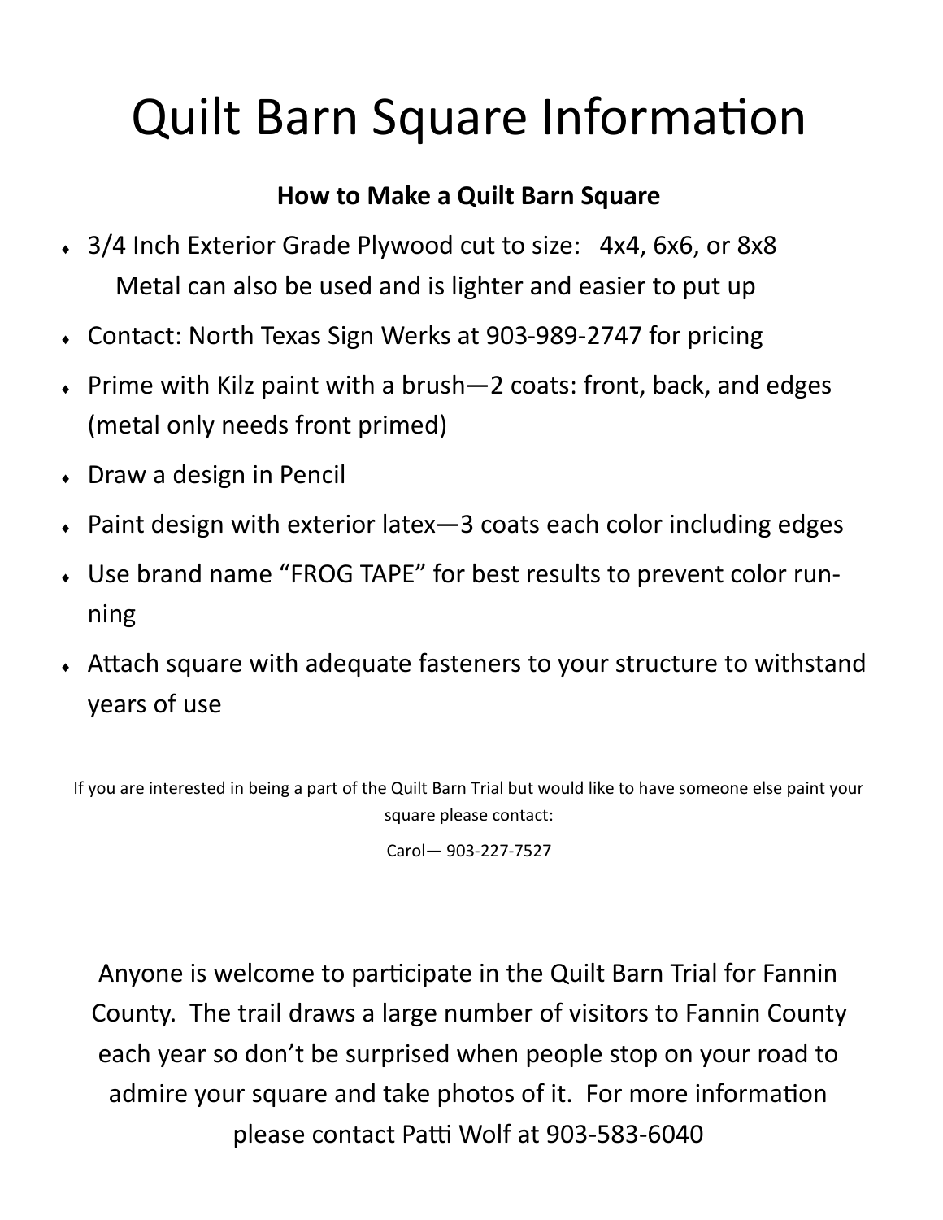# Quilt Barn Square Information

**How to Make a Quilt Barn Square**

- 3/4 Inch Exterior Grade Plywood cut to size: 4x4, 6x6, or 8x8
  Metal can also be used and is lighter and easier to put up
- Contact: North Texas Sign Werks at 903-989-2747 for pricing
- Prime with Kilz paint with a brush—2 coats: front, back, and edges (metal only needs front primed)
- Draw a design in Pencil
- Paint design with exterior latex—3 coats each color including edges
- Use brand name "FROG TAPE" for best results to prevent color running
- Attach square with adequate fasteners to your structure to withstand years of use

If you are interested in being a part of the Quilt Barn Trial but would like to have someone else paint your square please contact:

Carol— 903-227-7527

Anyone is welcome to participate in the Quilt Barn Trial for Fannin County. The trail draws a large number of visitors to Fannin County each year so don't be surprised when people stop on your road to admire your square and take photos of it. For more information please contact Patti Wolf at 903-583-6040